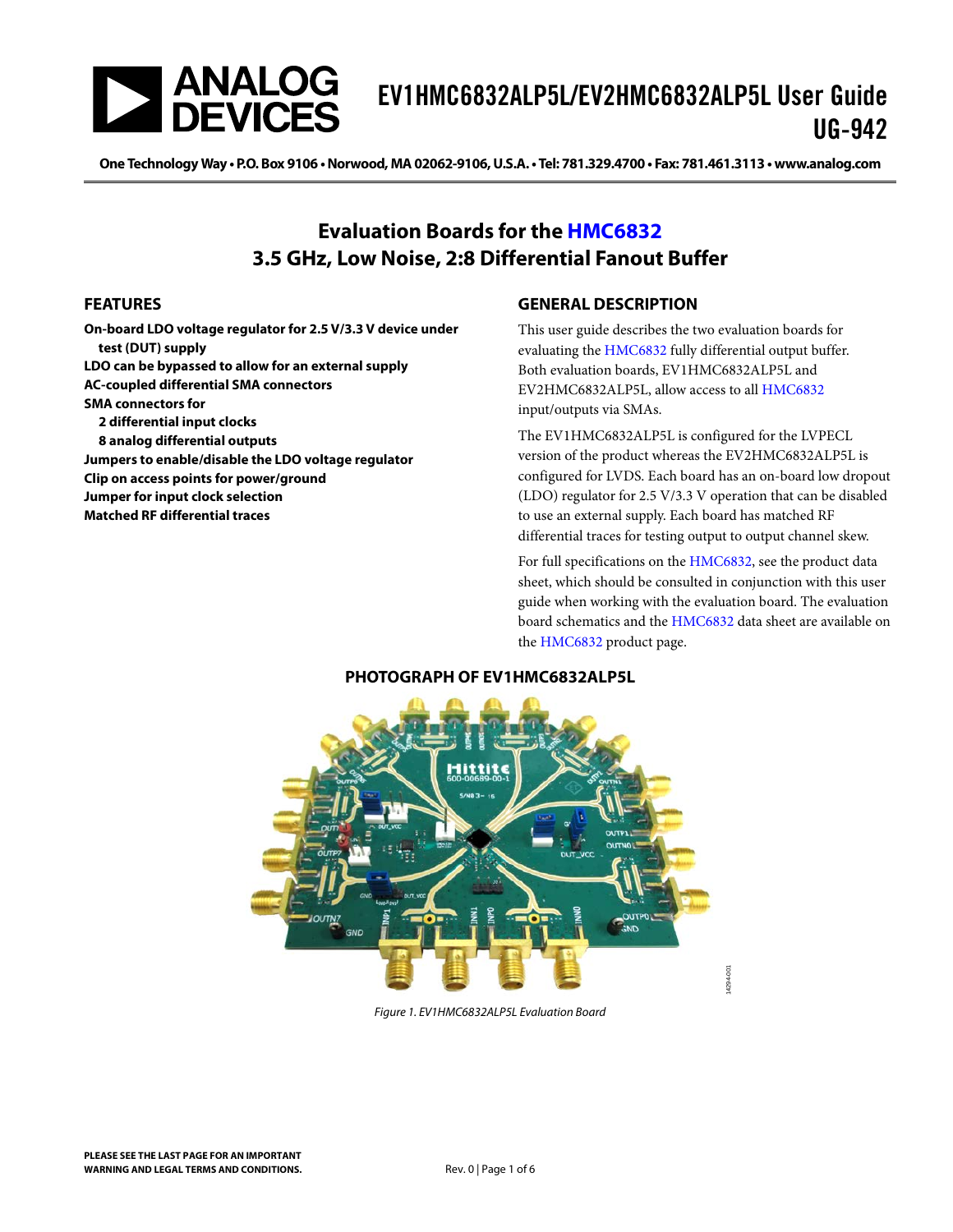# EV1HMC6832ALP5L/EV2HMC6832ALP5L User Guide
# UG-942

One Technology Way • P.O. Box 9106 • Norwood, MA 02062-9106, U.S.A. • Tel: 781.329.4700 • Fax: 781.461.3113 • www.analog.com

## Evaluation Boards for the HMC6832 3.5 GHz, Low Noise, 2:8 Differential Fanout Buffer

### FEATURES

- **On-board LDO voltage regulator for 2.5 V/3.3 V device under test (DUT) supply**
- **LDO can be bypassed to allow for an external supply**
- **AC-coupled differential SMA connectors**
- **SMA connectors for**
  - **2 differential input clocks**
  - **8 analog differential outputs**
- **Jumpers to enable/disable the LDO voltage regulator**
- **Clip on access points for power/ground**
- **Jumper for input clock selection**
- **Matched RF differential traces**

### GENERAL DESCRIPTION

This user guide describes the two evaluation boards for evaluating the HMC6832 fully differential output buffer. Both evaluation boards, EV1HMC6832ALP5L and EV2HMC6832ALP5L, allow access to all HMC6832 input/outputs via SMAs.

The EV1HMC6832ALP5L is configured for the LVPECL version of the product whereas the EV2HMC6832ALP5L is configured for LVDS. Each board has an on-board low dropout (LDO) regulator for 2.5 V/3.3 V operation that can be disabled to use an external supply. Each board has matched RF differential traces for testing output to output channel skew.

For full specifications on the HMC6832, see the product data sheet, which should be consulted in conjunction with this user guide when working with the evaluation board. The evaluation board schematics and the HMC6832 data sheet are available on the HMC6832 product page.

### PHOTOGRAPH OF EV1HMC6832ALP5L

*Figure 1. EV1HMC6832ALP5L Evaluation Board*

PLEASE SEE THE LAST PAGE FOR AN IMPORTANT WARNING AND LEGAL TERMS AND CONDITIONS.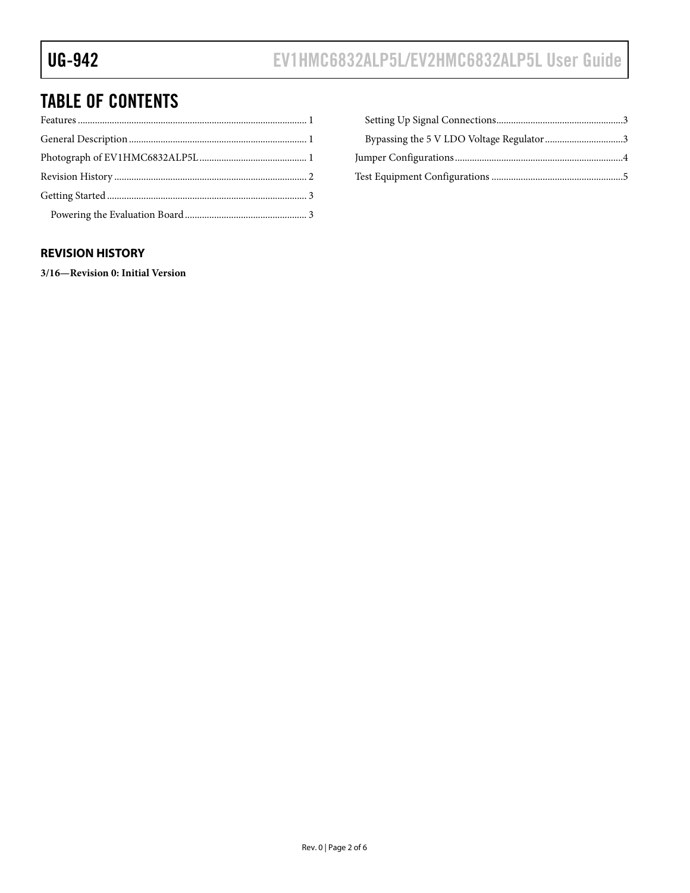# TABLE OF CONTENTS

Features .... 1
General Description .... 1
Photograph of EV1HMC6832ALP5L .... 1
Revision History .... 2
Getting Started .... 3
  Powering the Evaluation Board .... 3
  Setting Up Signal Connections .... 3
  Bypassing the 5 V LDO Voltage Regulator .... 3
Jumper Configurations .... 4
Test Equipment Configurations .... 5

## REVISION HISTORY

**3/16—Revision 0: Initial Version**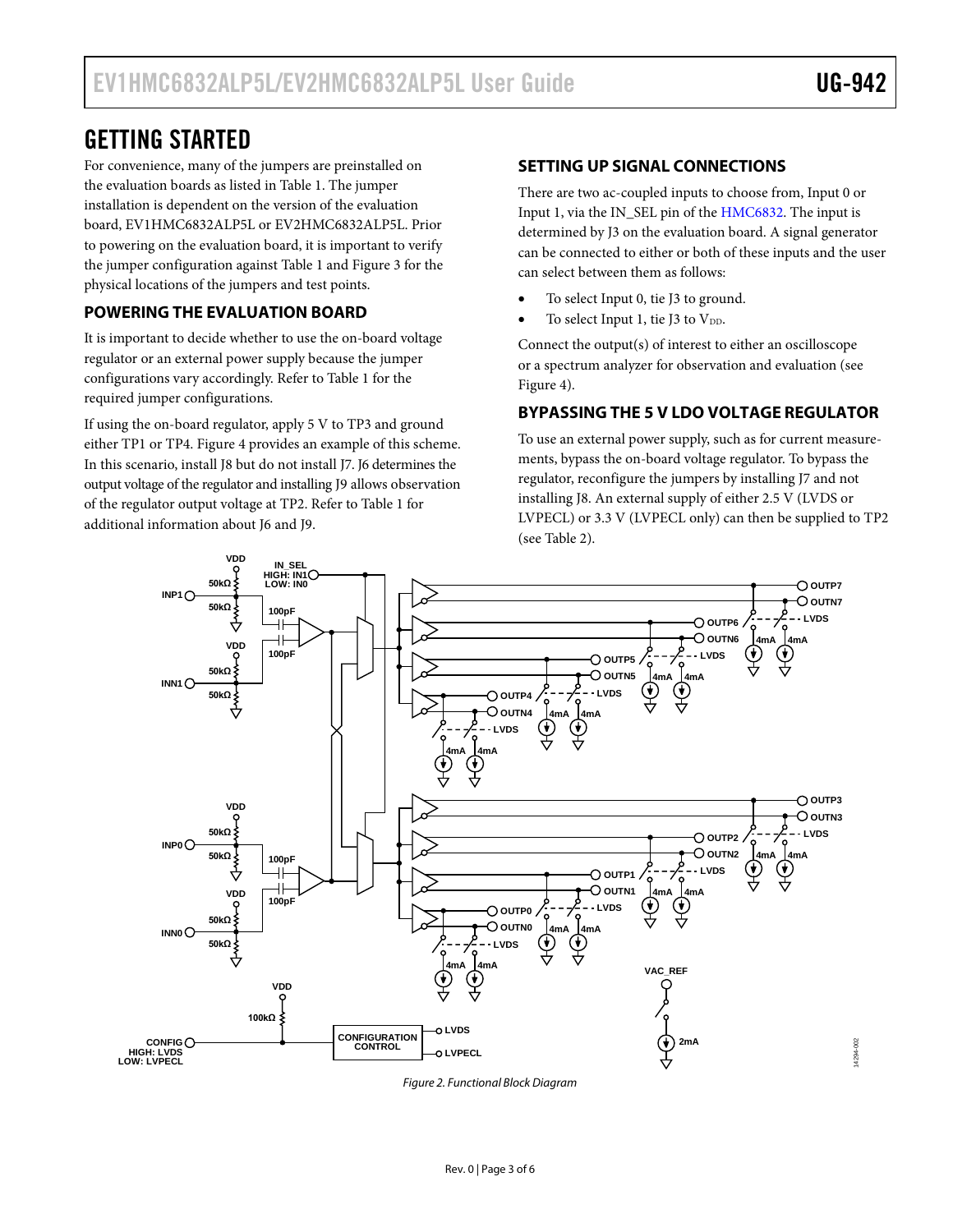# GETTING STARTED

For convenience, many of the jumpers are preinstalled on the evaluation boards as listed in Table 1. The jumper installation is dependent on the version of the evaluation board, EV1HMC6832ALP5L or EV2HMC6832ALP5L. Prior to powering on the evaluation board, it is important to verify the jumper configuration against Table 1 and Figure 3 for the physical locations of the jumpers and test points.

## POWERING THE EVALUATION BOARD

It is important to decide whether to use the on-board voltage regulator or an external power supply because the jumper configurations vary accordingly. Refer to Table 1 for the required jumper configurations.

If using the on-board regulator, apply 5 V to TP3 and ground either TP1 or TP4. Figure 4 provides an example of this scheme. In this scenario, install J8 but do not install J7. J6 determines the output voltage of the regulator and installing J9 allows observation of the regulator output voltage at TP2. Refer to Table 1 for additional information about J6 and J9.

## SETTING UP SIGNAL CONNECTIONS

There are two ac-coupled inputs to choose from, Input 0 or Input 1, via the IN_SEL pin of the HMC6832. The input is determined by J3 on the evaluation board. A signal generator can be connected to either or both of these inputs and the user can select between them as follows:

- To select Input 0, tie J3 to ground.
- To select Input 1, tie J3 to $V_{DD}$.

Connect the output(s) of interest to either an oscilloscope or a spectrum analyzer for observation and evaluation (see Figure 4).

## BYPASSING THE 5 V LDO VOLTAGE REGULATOR

To use an external power supply, such as for current measurements, bypass the on-board voltage regulator. To bypass the regulator, reconfigure the jumpers by installing J7 and not installing J8. An external supply of either 2.5 V (LVDS or LVPECL) or 3.3 V (LVPECL only) can then be supplied to TP2 (see Table 2).

*Figure 2. Functional Block Diagram*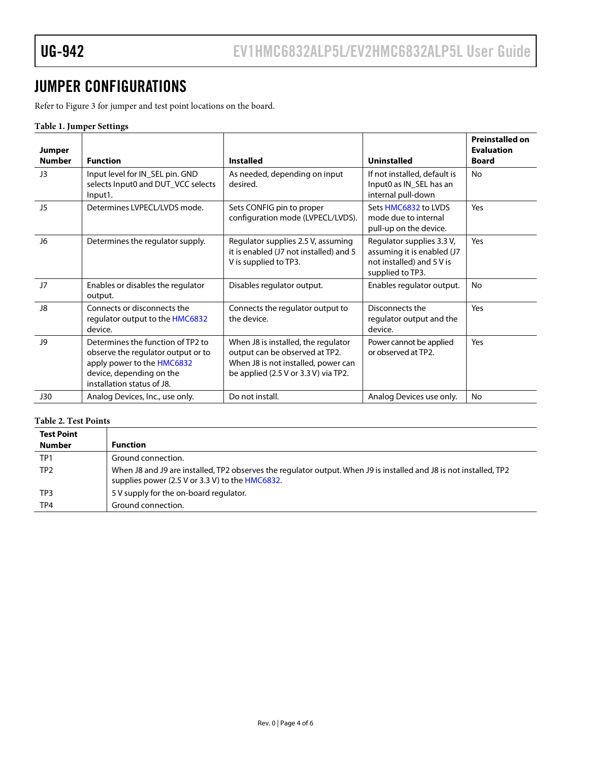# JUMPER CONFIGURATIONS

Refer to Figure 3 for jumper and test point locations on the board.

**Table 1. Jumper Settings**

| Jumper Number | Function | Installed | Uninstalled | Preinstalled on Evaluation Board |
|---|---|---|---|---|
| J3 | Input level for IN_SEL pin. GND selects Input0 and DUT_VCC selects Input1. | As needed, depending on input desired. | If not installed, default is Input0 as IN_SEL has an internal pull-down | No |
| J5 | Determines LVPECL/LVDS mode. | Sets CONFIG pin to proper configuration mode (LVPECL/LVDS). | Sets HMC6832 to LVDS mode due to internal pull-up on the device. | Yes |
| J6 | Determines the regulator supply. | Regulator supplies 2.5 V, assuming it is enabled (J7 not installed) and 5 V is supplied to TP3. | Regulator supplies 3.3 V, assuming it is enabled (J7 not installed) and 5 V is supplied to TP3. | Yes |
| J7 | Enables or disables the regulator output. | Disables regulator output. | Enables regulator output. | No |
| J8 | Connects or disconnects the regulator output to the HMC6832 device. | Connects the regulator output to the device. | Disconnects the regulator output and the device. | Yes |
| J9 | Determines the function of TP2 to observe the regulator output or to apply power to the HMC6832 device, depending on the installation status of J8. | When J8 is installed, the regulator output can be observed at TP2. When J8 is not installed, power can be applied (2.5 V or 3.3 V) via TP2. | Power cannot be applied or observed at TP2. | Yes |
| J30 | Analog Devices, Inc., use only. | Do not install. | Analog Devices use only. | No |

**Table 2. Test Points**

| Test Point Number | Function |
|---|---|
| TP1 | Ground connection. |
| TP2 | When J8 and J9 are installed, TP2 observes the regulator output. When J9 is installed and J8 is not installed, TP2 supplies power (2.5 V or 3.3 V) to the HMC6832. |
| TP3 | 5 V supply for the on-board regulator. |
| TP4 | Ground connection. |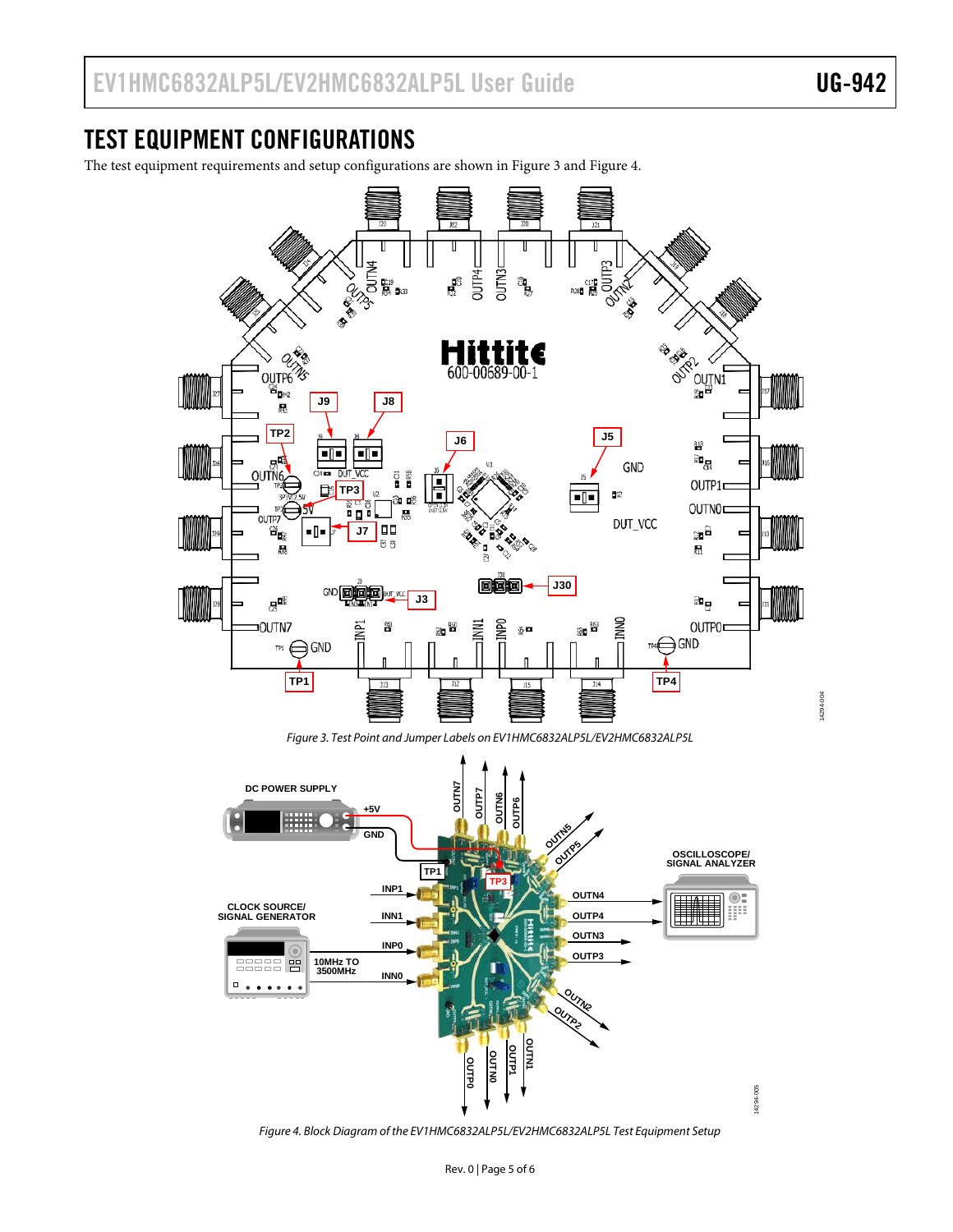## TEST EQUIPMENT CONFIGURATIONS

The test equipment requirements and setup configurations are shown in Figure 3 and Figure 4.

*Figure 3. Test Point and Jumper Labels on EV1HMC6832ALP5L/EV2HMC6832ALP5L*

*Figure 4. Block Diagram of the EV1HMC6832ALP5L/EV2HMC6832ALP5L Test Equipment Setup*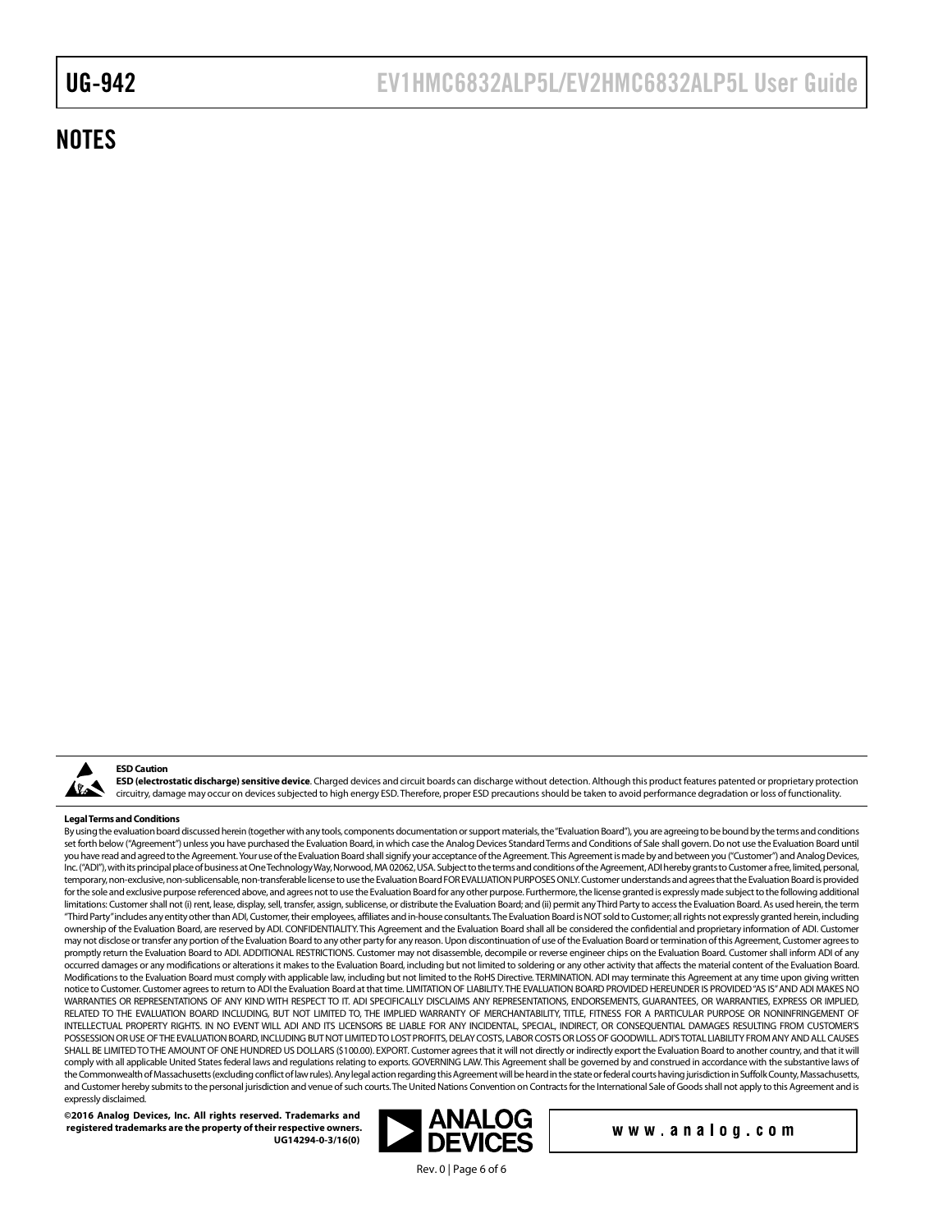## NOTES

**ESD Caution**

**ESD (electrostatic discharge) sensitive device**. Charged devices and circuit boards can discharge without detection. Although this product features patented or proprietary protection circuitry, damage may occur on devices subjected to high energy ESD. Therefore, proper ESD precautions should be taken to avoid performance degradation or loss of functionality.

**Legal Terms and Conditions**

By using the evaluation board discussed herein (together with any tools, components documentation or support materials, the "Evaluation Board"), you are agreeing to be bound by the terms and conditions set forth below ("Agreement") unless you have purchased the Evaluation Board, in which case the Analog Devices Standard Terms and Conditions of Sale shall govern. Do not use the Evaluation Board until you have read and agreed to the Agreement. Your use of the Evaluation Board shall signify your acceptance of the Agreement. This Agreement is made by and between you ("Customer") and Analog Devices, Inc. ("ADI"), with its principal place of business at One Technology Way, Norwood, MA 02062, USA. Subject to the terms and conditions of the Agreement, ADI hereby grants to Customer a free, limited, personal, temporary, non-exclusive, non-sublicensable, non-transferable license to use the Evaluation Board FOR EVALUATION PURPOSES ONLY. Customer understands and agrees that the Evaluation Board is provided for the sole and exclusive purpose referenced above, and agrees not to use the Evaluation Board for any other purpose. Furthermore, the license granted is expressly made subject to the following additional limitations: Customer shall not (i) rent, lease, display, sell, transfer, assign, sublicense, or distribute the Evaluation Board; and (ii) permit any Third Party to access the Evaluation Board. As used herein, the term "Third Party" includes any entity other than ADI, Customer, their employees, affiliates and in-house consultants. The Evaluation Board is NOT sold to Customer; all rights not expressly granted herein, including ownership of the Evaluation Board, are reserved by ADI. CONFIDENTIALITY. This Agreement and the Evaluation Board shall all be considered the confidential and proprietary information of ADI. Customer may not disclose or transfer any portion of the Evaluation Board to any other party for any reason. Upon discontinuation of use of the Evaluation Board or termination of this Agreement, Customer agrees to promptly return the Evaluation Board to ADI. ADDITIONAL RESTRICTIONS. Customer may not disassemble, decompile or reverse engineer chips on the Evaluation Board. Customer shall inform ADI of any occurred damages or any modifications or alterations it makes to the Evaluation Board, including but not limited to soldering or any other activity that affects the material content of the Evaluation Board. Modifications to the Evaluation Board must comply with applicable law, including but not limited to the RoHS Directive. TERMINATION. ADI may terminate this Agreement at any time upon giving written notice to Customer. Customer agrees to return to ADI the Evaluation Board at that time. LIMITATION OF LIABILITY. THE EVALUATION BOARD PROVIDED HEREUNDER IS PROVIDED "AS IS" AND ADI MAKES NO WARRANTIES OR REPRESENTATIONS OF ANY KIND WITH RESPECT TO IT. ADI SPECIFICALLY DISCLAIMS ANY REPRESENTATIONS, ENDORSEMENTS, GUARANTEES, OR WARRANTIES, EXPRESS OR IMPLIED, RELATED TO THE EVALUATION BOARD INCLUDING, BUT NOT LIMITED TO, THE IMPLIED WARRANTY OF MERCHANTABILITY, TITLE, FITNESS FOR A PARTICULAR PURPOSE OR NONINFRINGEMENT OF INTELLECTUAL PROPERTY RIGHTS. IN NO EVENT WILL ADI AND ITS LICENSORS BE LIABLE FOR ANY INCIDENTAL, SPECIAL, INDIRECT, OR CONSEQUENTIAL DAMAGES RESULTING FROM CUSTOMER'S POSSESSION OR USE OF THE EVALUATION BOARD, INCLUDING BUT NOT LIMITED TO LOST PROFITS, DELAY COSTS, LABOR COSTS OR LOSS OF GOODWILL. ADI'S TOTAL LIABILITY FROM ANY AND ALL CAUSES SHALL BE LIMITED TO THE AMOUNT OF ONE HUNDRED US DOLLARS ($100.00). EXPORT. Customer agrees that it will not directly or indirectly export the Evaluation Board to another country, and that it will comply with all applicable United States federal laws and regulations relating to exports. GOVERNING LAW. This Agreement shall be governed by and construed in accordance with the substantive laws of the Commonwealth of Massachusetts (excluding conflict of law rules). Any legal action regarding this Agreement will be heard in the state or federal courts having jurisdiction in Suffolk County, Massachusetts, and Customer hereby submits to the personal jurisdiction and venue of such courts. The United Nations Convention on Contracts for the International Sale of Goods shall not apply to this Agreement and is expressly disclaimed.

**©2016 Analog Devices, Inc. All rights reserved. Trademarks and registered trademarks are the property of their respective owners. UG14294-0-3/16(0)**

ANALOG DEVICES

www.analog.com